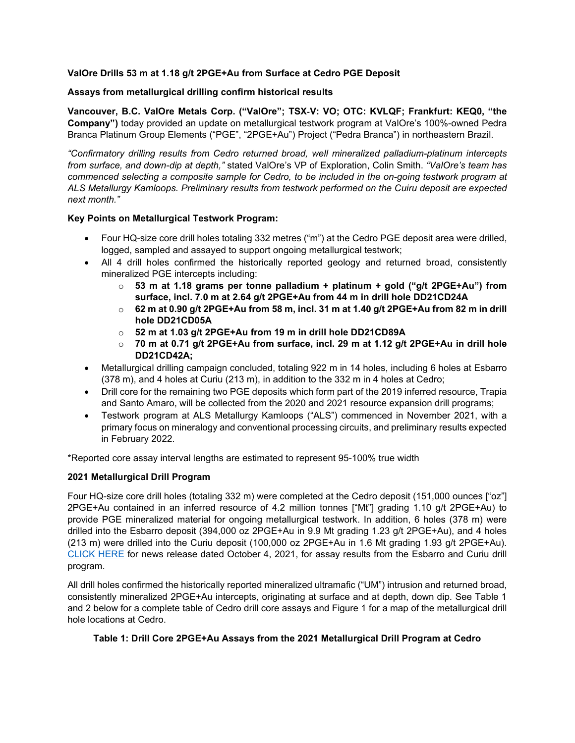**ValOre Drills 53 m at 1.18 g/t 2PGE+Au from Surface at Cedro PGE Deposit**

**Assays from metallurgical drilling confirm historical results**

**Vancouver, B.C. ValOre Metals Corp. ("ValOre"; TSX-V: VO; OTC: KVLQF; Frankfurt: KEQ0, "the Company")** today provided an update on metallurgical testwork program at ValOre's 100%-owned Pedra Branca Platinum Group Elements ("PGE", "2PGE+Au") Project ("Pedra Branca") in northeastern Brazil.

*"Confirmatory drilling results from Cedro returned broad, well mineralized palladium-platinum intercepts from surface, and down-dip at depth,"* stated ValOre's VP of Exploration, Colin Smith. *"ValOre's team has commenced selecting a composite sample for Cedro, to be included in the on-going testwork program at ALS Metallurgy Kamloops. Preliminary results from testwork performed on the Cuiru deposit are expected next month."*

**Key Points on Metallurgical Testwork Program:**

- Four HQ-size core drill holes totaling 332 metres ("m") at the Cedro PGE deposit area were drilled, logged, sampled and assayed to support ongoing metallurgical testwork;
- All 4 drill holes confirmed the historically reported geology and returned broad, consistently mineralized PGE intercepts including:
    - **53 m at 1.18 grams per tonne palladium + platinum + gold ("g/t 2PGE+Au") from surface, incl. 7.0 m at 2.64 g/t 2PGE+Au from 44 m in drill hole DD21CD24A**
    - **62 m at 0.90 g/t 2PGE+Au from 58 m, incl. 31 m at 1.40 g/t 2PGE+Au from 82 m in drill hole DD21CD05A**
    - **52 m at 1.03 g/t 2PGE+Au from 19 m in drill hole DD21CD89A**
    - **70 m at 0.71 g/t 2PGE+Au from surface, incl. 29 m at 1.12 g/t 2PGE+Au in drill hole DD21CD42A;**
- Metallurgical drilling campaign concluded, totaling 922 m in 14 holes, including 6 holes at Esbarro (378 m), and 4 holes at Curiu (213 m), in addition to the 332 m in 4 holes at Cedro;
- Drill core for the remaining two PGE deposits which form part of the 2019 inferred resource, Trapia and Santo Amaro, will be collected from the 2020 and 2021 resource expansion drill programs;
- Testwork program at ALS Metallurgy Kamloops ("ALS") commenced in November 2021, with a primary focus on mineralogy and conventional processing circuits, and preliminary results expected in February 2022.

*Reported core assay interval lengths are estimated to represent 95-100% true width

**2021 Metallurgical Drill Program**

Four HQ-size core drill holes (totaling 332 m) were completed at the Cedro deposit (151,000 ounces ["oz"] 2PGE+Au contained in an inferred resource of 4.2 million tonnes ["Mt"] grading 1.10 g/t 2PGE+Au) to provide PGE mineralized material for ongoing metallurgical testwork. In addition, 6 holes (378 m) were drilled into the Esbarro deposit (394,000 oz 2PGE+Au in 9.9 Mt grading 1.23 g/t 2PGE+Au), and 4 holes (213 m) were drilled into the Curiu deposit (100,000 oz 2PGE+Au in 1.6 Mt grading 1.93 g/t 2PGE+Au). CLICK HERE for news release dated October 4, 2021, for assay results from the Esbarro and Curiu drill program.

All drill holes confirmed the historically reported mineralized ultramafic ("UM") intrusion and returned broad, consistently mineralized 2PGE+Au intercepts, originating at surface and at depth, down dip. See Table 1 and 2 below for a complete table of Cedro drill core assays and Figure 1 for a map of the metallurgical drill hole locations at Cedro.

**Table 1: Drill Core 2PGE+Au Assays from the 2021 Metallurgical Drill Program at Cedro**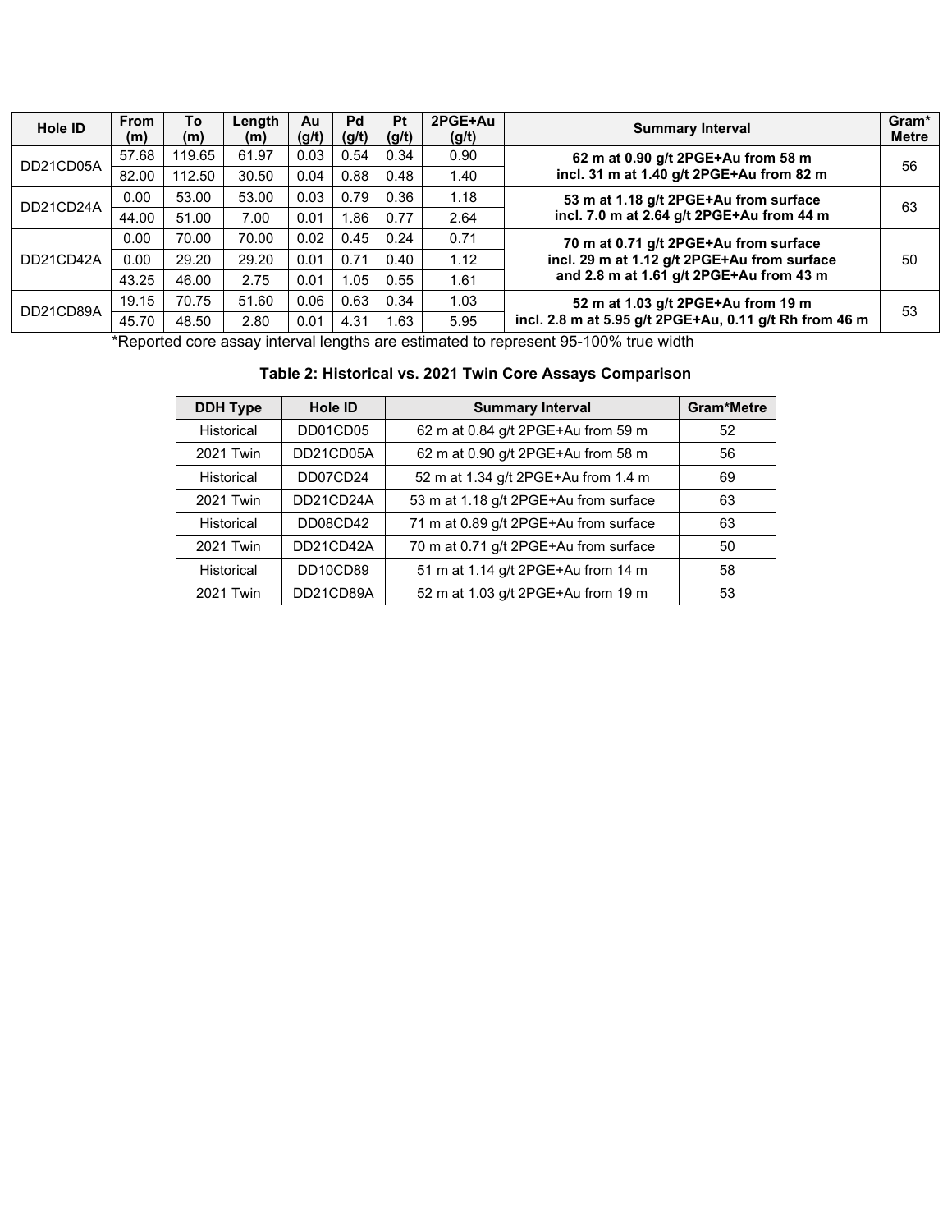| Hole ID | From (m) | To (m) | Length (m) | Au (g/t) | Pd (g/t) | Pt (g/t) | 2PGE+Au (g/t) | Summary Interval | Gram* Metre |
|---|---|---|---|---|---|---|---|---|---|
| DD21CD05A | 57.68 | 119.65 | 61.97 | 0.03 | 0.54 | 0.34 | 0.90 | **62 m at 0.90 g/t 2PGE+Au from 58 m incl. 31 m at 1.40 g/t 2PGE+Au from 82 m** | 56 |
| | 82.00 | 112.50 | 30.50 | 0.04 | 0.88 | 0.48 | 1.40 | | |
| DD21CD24A | 0.00 | 53.00 | 53.00 | 0.03 | 0.79 | 0.36 | 1.18 | **53 m at 1.18 g/t 2PGE+Au from surface incl. 7.0 m at 2.64 g/t 2PGE+Au from 44 m** | 63 |
| | 44.00 | 51.00 | 7.00 | 0.01 | 1.86 | 0.77 | 2.64 | | |
| DD21CD42A | 0.00 | 70.00 | 70.00 | 0.02 | 0.45 | 0.24 | 0.71 | **70 m at 0.71 g/t 2PGE+Au from surface incl. 29 m at 1.12 g/t 2PGE+Au from surface and 2.8 m at 1.61 g/t 2PGE+Au from 43 m** | 50 |
| | 0.00 | 29.20 | 29.20 | 0.01 | 0.71 | 0.40 | 1.12 | | |
| | 43.25 | 46.00 | 2.75 | 0.01 | 1.05 | 0.55 | 1.61 | | |
| DD21CD89A | 19.15 | 70.75 | 51.60 | 0.06 | 0.63 | 0.34 | 1.03 | **52 m at 1.03 g/t 2PGE+Au from 19 m incl. 2.8 m at 5.95 g/t 2PGE+Au, 0.11 g/t Rh from 46 m** | 53 |
| | 45.70 | 48.50 | 2.80 | 0.01 | 4.31 | 1.63 | 5.95 | | |

*Reported core assay interval lengths are estimated to represent 95-100% true width

**Table 2: Historical vs. 2021 Twin Core Assays Comparison**

| DDH Type | Hole ID | Summary Interval | Gram*Metre |
|---|---|---|---|
| Historical | DD01CD05 | 62 m at 0.84 g/t 2PGE+Au from 59 m | 52 |
| 2021 Twin | DD21CD05A | 62 m at 0.90 g/t 2PGE+Au from 58 m | 56 |
| Historical | DD07CD24 | 52 m at 1.34 g/t 2PGE+Au from 1.4 m | 69 |
| 2021 Twin | DD21CD24A | 53 m at 1.18 g/t 2PGE+Au from surface | 63 |
| Historical | DD08CD42 | 71 m at 0.89 g/t 2PGE+Au from surface | 63 |
| 2021 Twin | DD21CD42A | 70 m at 0.71 g/t 2PGE+Au from surface | 50 |
| Historical | DD10CD89 | 51 m at 1.14 g/t 2PGE+Au from 14 m | 58 |
| 2021 Twin | DD21CD89A | 52 m at 1.03 g/t 2PGE+Au from 19 m | 53 |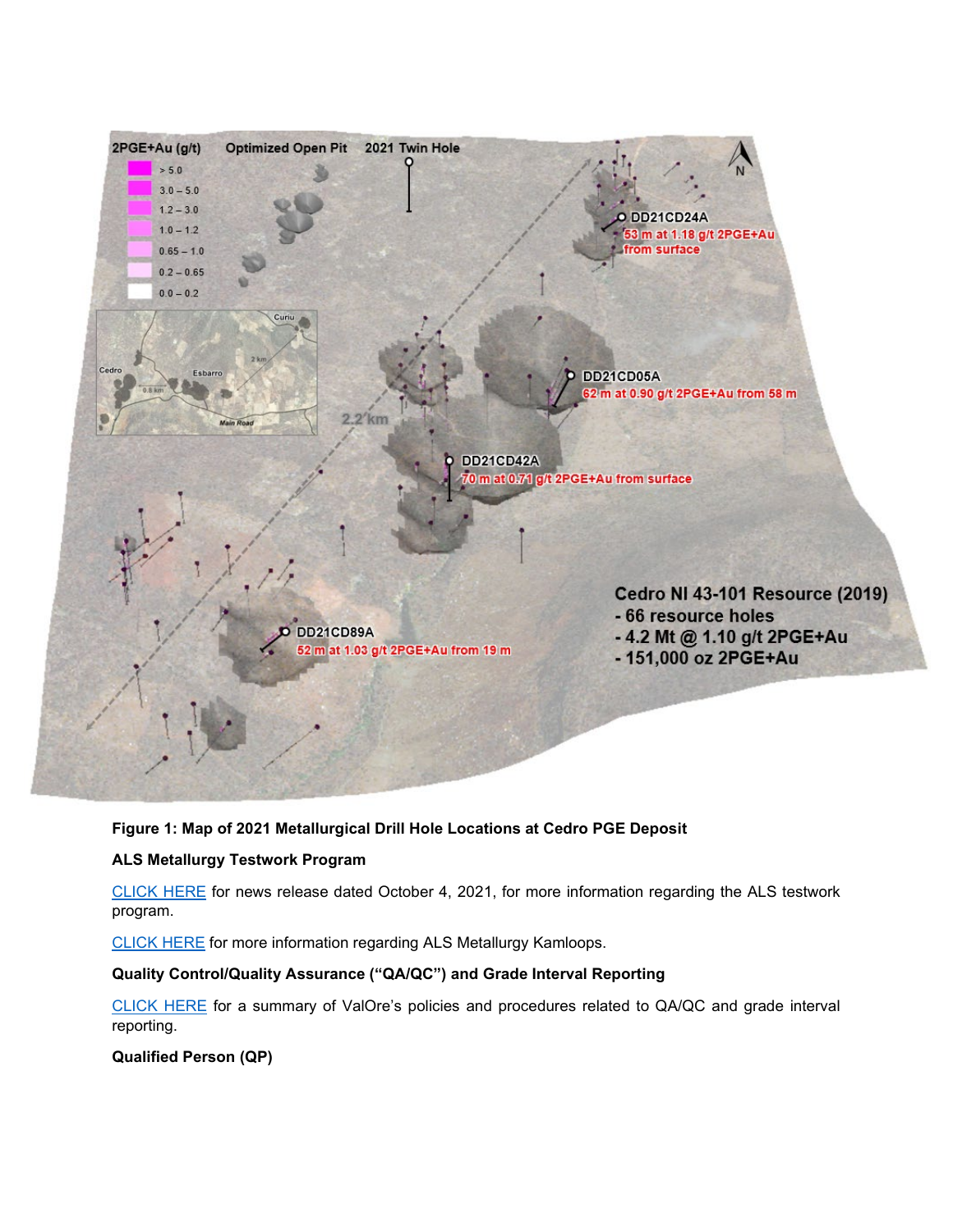**Figure 1: Map of 2021 Metallurgical Drill Hole Locations at Cedro PGE Deposit**

**ALS Metallurgy Testwork Program**

CLICK HERE for news release dated October 4, 2021, for more information regarding the ALS testwork program.

CLICK HERE for more information regarding ALS Metallurgy Kamloops.

**Quality Control/Quality Assurance ("QA/QC") and Grade Interval Reporting**

CLICK HERE for a summary of ValOre's policies and procedures related to QA/QC and grade interval reporting.

**Qualified Person (QP)**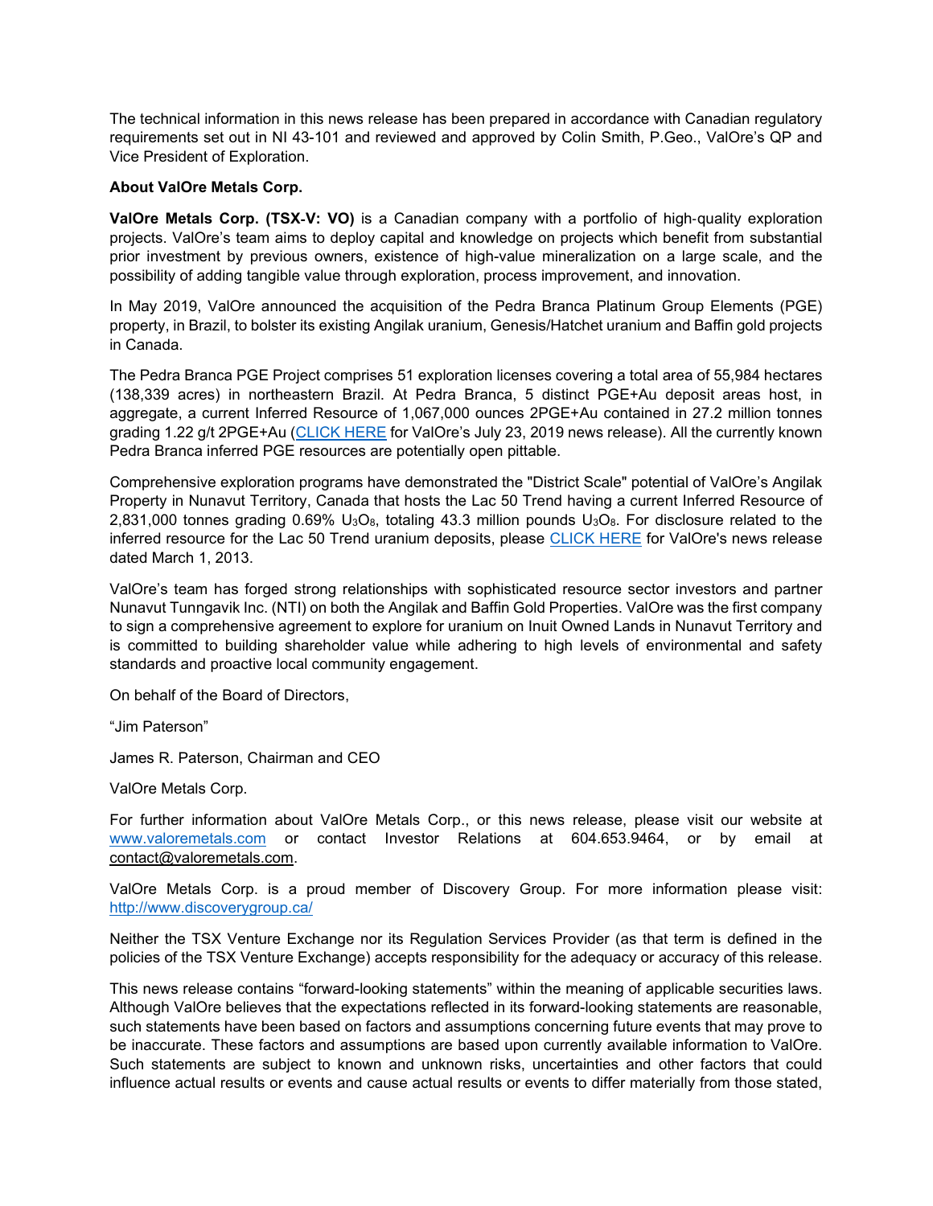The technical information in this news release has been prepared in accordance with Canadian regulatory requirements set out in NI 43-101 and reviewed and approved by Colin Smith, P.Geo., ValOre's QP and Vice President of Exploration.

**About ValOre Metals Corp.**

**ValOre Metals Corp. (TSX-V: VO)** is a Canadian company with a portfolio of high-quality exploration projects. ValOre's team aims to deploy capital and knowledge on projects which benefit from substantial prior investment by previous owners, existence of high-value mineralization on a large scale, and the possibility of adding tangible value through exploration, process improvement, and innovation.

In May 2019, ValOre announced the acquisition of the Pedra Branca Platinum Group Elements (PGE) property, in Brazil, to bolster its existing Angilak uranium, Genesis/Hatchet uranium and Baffin gold projects in Canada.

The Pedra Branca PGE Project comprises 51 exploration licenses covering a total area of 55,984 hectares (138,339 acres) in northeastern Brazil. At Pedra Branca, 5 distinct PGE+Au deposit areas host, in aggregate, a current Inferred Resource of 1,067,000 ounces 2PGE+Au contained in 27.2 million tonnes grading 1.22 g/t 2PGE+Au (CLICK HERE for ValOre's July 23, 2019 news release). All the currently known Pedra Branca inferred PGE resources are potentially open pittable.

Comprehensive exploration programs have demonstrated the "District Scale" potential of ValOre's Angilak Property in Nunavut Territory, Canada that hosts the Lac 50 Trend having a current Inferred Resource of 2,831,000 tonnes grading 0.69% $U_3O_8$, totaling 43.3 million pounds $U_3O_8$. For disclosure related to the inferred resource for the Lac 50 Trend uranium deposits, please CLICK HERE for ValOre's news release dated March 1, 2013.

ValOre's team has forged strong relationships with sophisticated resource sector investors and partner Nunavut Tunngavik Inc. (NTI) on both the Angilak and Baffin Gold Properties. ValOre was the first company to sign a comprehensive agreement to explore for uranium on Inuit Owned Lands in Nunavut Territory and is committed to building shareholder value while adhering to high levels of environmental and safety standards and proactive local community engagement.

On behalf of the Board of Directors,

"Jim Paterson"

James R. Paterson, Chairman and CEO

ValOre Metals Corp.

For further information about ValOre Metals Corp., or this news release, please visit our website at www.valoremetals.com or contact Investor Relations at 604.653.9464, or by email at contact@valoremetals.com.

ValOre Metals Corp. is a proud member of Discovery Group. For more information please visit: http://www.discoverygroup.ca/

Neither the TSX Venture Exchange nor its Regulation Services Provider (as that term is defined in the policies of the TSX Venture Exchange) accepts responsibility for the adequacy or accuracy of this release.

This news release contains "forward-looking statements" within the meaning of applicable securities laws. Although ValOre believes that the expectations reflected in its forward-looking statements are reasonable, such statements have been based on factors and assumptions concerning future events that may prove to be inaccurate. These factors and assumptions are based upon currently available information to ValOre. Such statements are subject to known and unknown risks, uncertainties and other factors that could influence actual results or events and cause actual results or events to differ materially from those stated,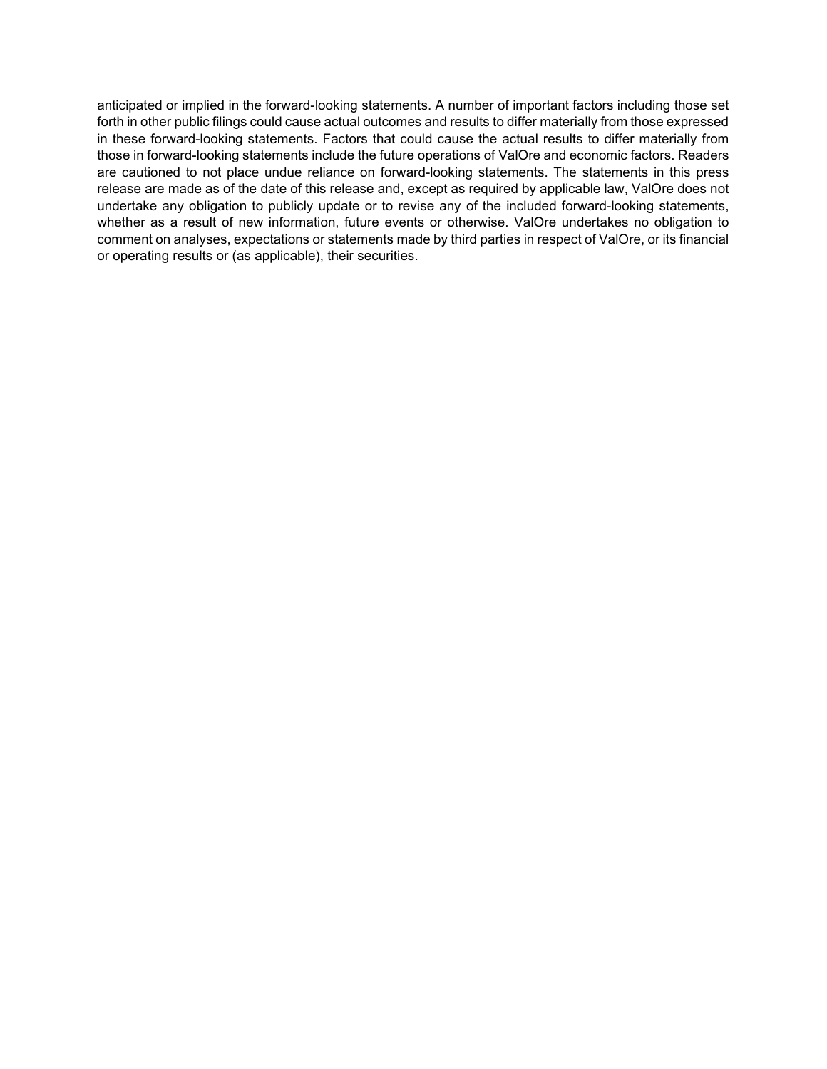anticipated or implied in the forward-looking statements. A number of important factors including those set forth in other public filings could cause actual outcomes and results to differ materially from those expressed in these forward-looking statements. Factors that could cause the actual results to differ materially from those in forward-looking statements include the future operations of ValOre and economic factors. Readers are cautioned to not place undue reliance on forward-looking statements. The statements in this press release are made as of the date of this release and, except as required by applicable law, ValOre does not undertake any obligation to publicly update or to revise any of the included forward-looking statements, whether as a result of new information, future events or otherwise. ValOre undertakes no obligation to comment on analyses, expectations or statements made by third parties in respect of ValOre, or its financial or operating results or (as applicable), their securities.